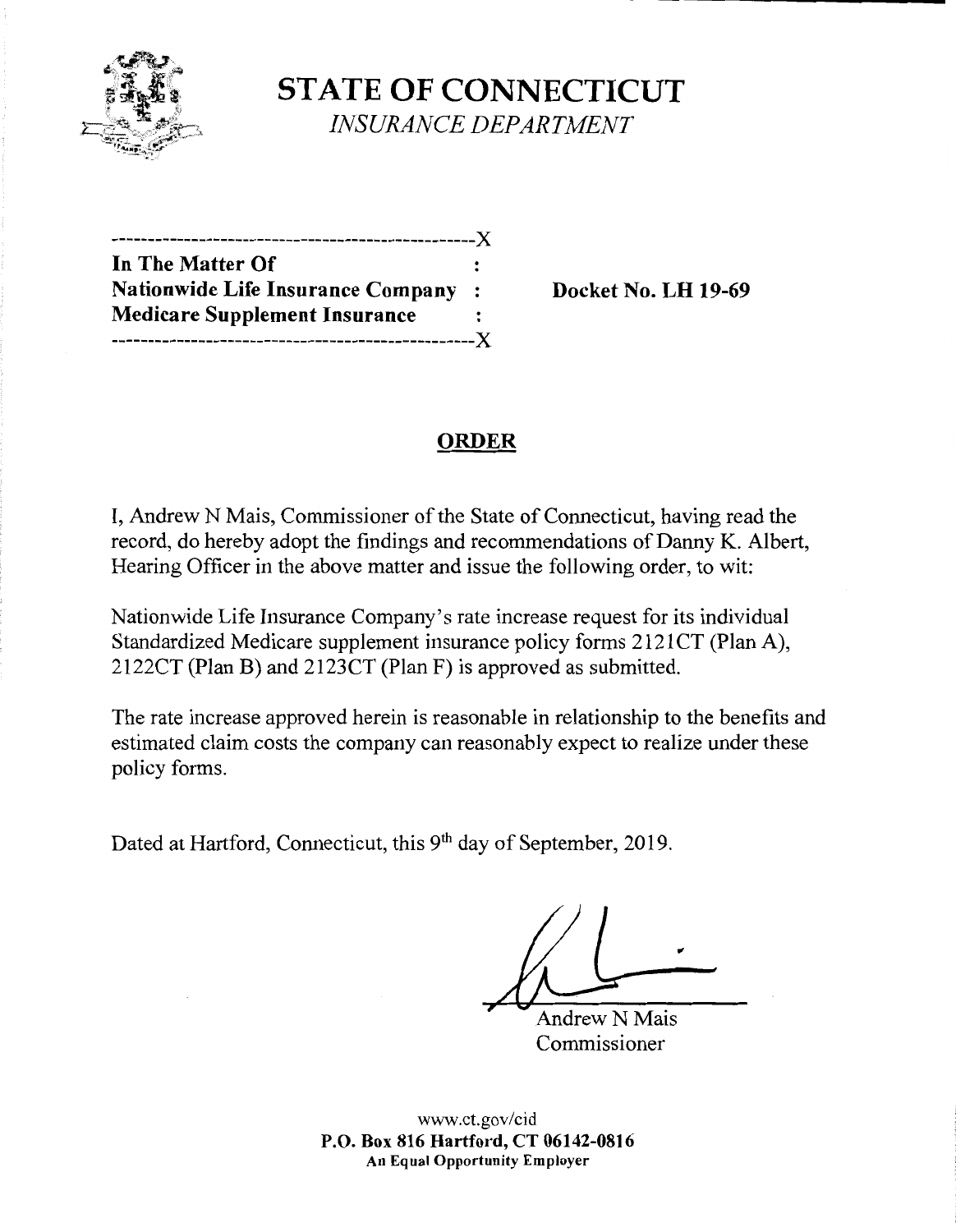# STATE OF CONNECTICUT

*INSURANCE DEPARTMENT*

```
--------------------------------------------------X
In The Matter Of                                  :
Nationwide Life Insurance Company                 :
Medicare Supplement Insurance                     :
--------------------------------------------------X
```

**In The Matter Of**
**Nationwide Life Insurance Company**
**Medicare Supplement Insurance**

**Docket No. LH 19-69**

## ORDER

I, Andrew N Mais, Commissioner of the State of Connecticut, having read the record, do hereby adopt the findings and recommendations of Danny K. Albert, Hearing Officer in the above matter and issue the following order, to wit:

Nationwide Life Insurance Company's rate increase request for its individual Standardized Medicare supplement insurance policy forms 2121CT (Plan A), 2122CT (Plan B) and 2123CT (Plan F) is approved as submitted.

The rate increase approved herein is reasonable in relationship to the benefits and estimated claim costs the company can reasonably expect to realize under these policy forms.

Dated at Hartford, Connecticut, this 9th day of September, 2019.

Andrew N Mais
Commissioner

www.ct.gov/cid
**P.O. Box 816 Hartford, CT 06142-0816**
**An Equal Opportunity Employer**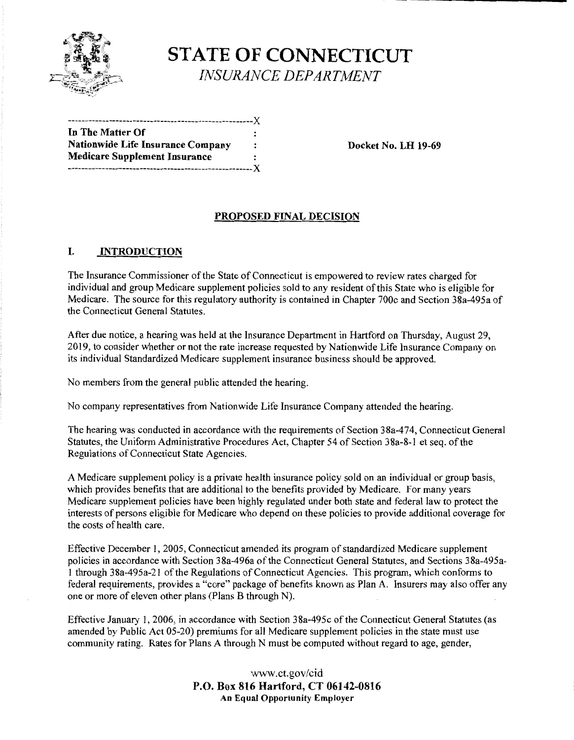# STATE OF CONNECTICUT

*INSURANCE DEPARTMENT*

```
-----------------------------------------------------X
In The Matter Of                                     :
Nationwide Life Insurance Company                    :
Medicare Supplement Insurance                        :
-----------------------------------------------------X
```

**Docket No. LH 19-69**

## PROPOSED FINAL DECISION

## I. INTRODUCTION

The Insurance Commissioner of the State of Connecticut is empowered to review rates charged for individual and group Medicare supplement policies sold to any resident of this State who is eligible for Medicare. The source for this regulatory authority is contained in Chapter 700c and Section 38a-495a of the Connecticut General Statutes.

After due notice, a hearing was held at the Insurance Department in Hartford on Thursday, August 29, 2019, to consider whether or not the rate increase requested by Nationwide Life Insurance Company on its individual Standardized Medicare supplement insurance business should be approved.

No members from the general public attended the hearing.

No company representatives from Nationwide Life Insurance Company attended the hearing.

The hearing was conducted in accordance with the requirements of Section 38a-474, Connecticut General Statutes, the Uniform Administrative Procedures Act, Chapter 54 of Section 38a-8-1 et seq. of the Regulations of Connecticut State Agencies.

A Medicare supplement policy is a private health insurance policy sold on an individual or group basis, which provides benefits that are additional to the benefits provided by Medicare. For many years Medicare supplement policies have been highly regulated under both state and federal law to protect the interests of persons eligible for Medicare who depend on these policies to provide additional coverage for the costs of health care.

Effective December 1, 2005, Connecticut amended its program of standardized Medicare supplement policies in accordance with Section 38a-496a of the Connecticut General Statutes, and Sections 38a-495a-1 through 38a-495a-21 of the Regulations of Connecticut Agencies. This program, which conforms to federal requirements, provides a "core" package of benefits known as Plan A. Insurers may also offer any one or more of eleven other plans (Plans B through N).

Effective January 1, 2006, in accordance with Section 38a-495c of the Connecticut General Statutes (as amended by Public Act 05-20) premiums for all Medicare supplement policies in the state must use community rating. Rates for Plans A through N must be computed without regard to age, gender,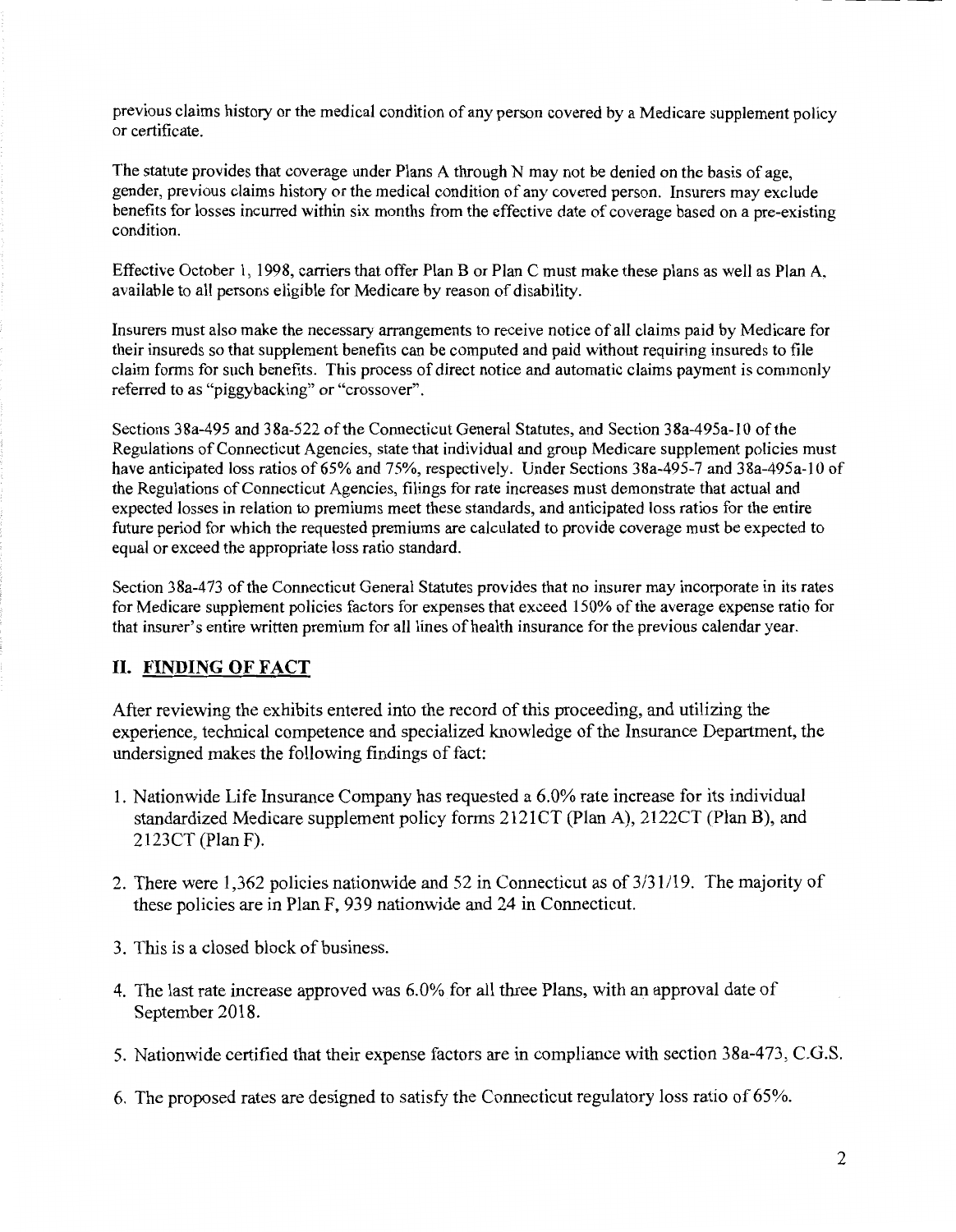previous claims history or the medical condition of any person covered by a Medicare supplement policy or certificate.

The statute provides that coverage under Plans A through N may not be denied on the basis of age, gender, previous claims history or the medical condition of any covered person. Insurers may exclude benefits for losses incurred within six months from the effective date of coverage based on a pre-existing condition.

Effective October 1, 1998, carriers that offer Plan B or Plan C must make these plans as well as Plan A, available to all persons eligible for Medicare by reason of disability.

Insurers must also make the necessary arrangements to receive notice of all claims paid by Medicare for their insureds so that supplement benefits can be computed and paid without requiring insureds to file claim forms for such benefits. This process of direct notice and automatic claims payment is commonly referred to as "piggybacking" or "crossover".

Sections 38a-495 and 38a-522 of the Connecticut General Statutes, and Section 38a-495a-10 of the Regulations of Connecticut Agencies, state that individual and group Medicare supplement policies must have anticipated loss ratios of 65% and 75%, respectively. Under Sections 38a-495-7 and 38a-495a-10 of the Regulations of Connecticut Agencies, filings for rate increases must demonstrate that actual and expected losses in relation to premiums meet these standards, and anticipated loss ratios for the entire future period for which the requested premiums are calculated to provide coverage must be expected to equal or exceed the appropriate loss ratio standard.

Section 38a-473 of the Connecticut General Statutes provides that no insurer may incorporate in its rates for Medicare supplement policies factors for expenses that exceed 150% of the average expense ratio for that insurer's entire written premium for all lines of health insurance for the previous calendar year.

## II. FINDING OF FACT

After reviewing the exhibits entered into the record of this proceeding, and utilizing the experience, technical competence and specialized knowledge of the Insurance Department, the undersigned makes the following findings of fact:

1. Nationwide Life Insurance Company has requested a 6.0% rate increase for its individual standardized Medicare supplement policy forms 2121CT (Plan A), 2122CT (Plan B), and 2123CT (Plan F).

2. There were 1,362 policies nationwide and 52 in Connecticut as of 3/31/19. The majority of these policies are in Plan F, 939 nationwide and 24 in Connecticut.

3. This is a closed block of business.

4. The last rate increase approved was 6.0% for all three Plans, with an approval date of September 2018.

5. Nationwide certified that their expense factors are in compliance with section 38a-473, C.G.S.

6. The proposed rates are designed to satisfy the Connecticut regulatory loss ratio of 65%.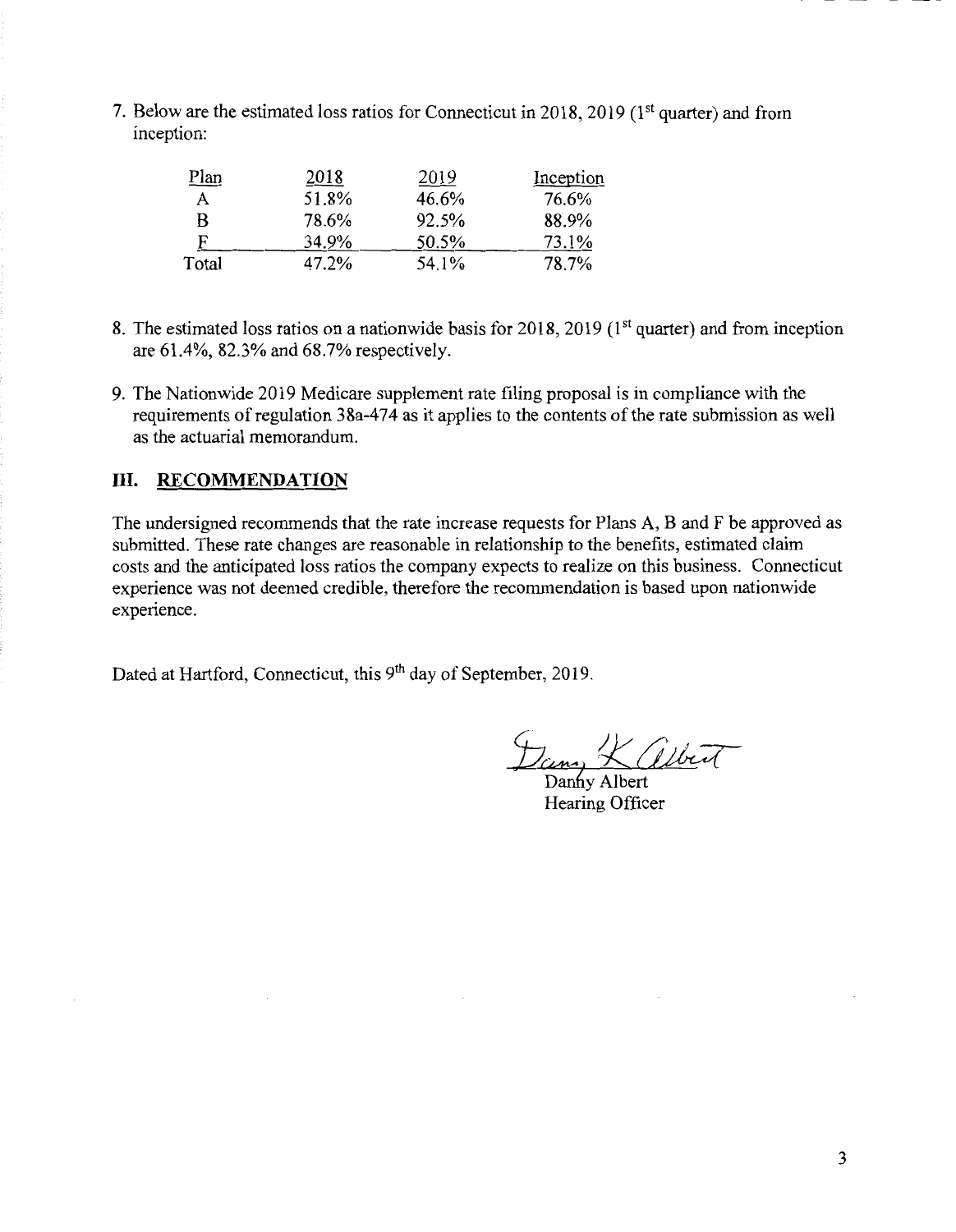7. Below are the estimated loss ratios for Connecticut in 2018, 2019 (1st quarter) and from inception:

| Plan | 2018 | 2019 | Inception |
|---|---|---|---|
| A | 51.8% | 46.6% | 76.6% |
| B | 78.6% | 92.5% | 88.9% |
| F | 34.9% | 50.5% | 73.1% |
| Total | 47.2% | 54.1% | 78.7% |

8. The estimated loss ratios on a nationwide basis for 2018, 2019 (1st quarter) and from inception are 61.4%, 82.3% and 68.7% respectively.

9. The Nationwide 2019 Medicare supplement rate filing proposal is in compliance with the requirements of regulation 38a-474 as it applies to the contents of the rate submission as well as the actuarial memorandum.

## III. RECOMMENDATION

The undersigned recommends that the rate increase requests for Plans A, B and F be approved as submitted. These rate changes are reasonable in relationship to the benefits, estimated claim costs and the anticipated loss ratios the company expects to realize on this business. Connecticut experience was not deemed credible, therefore the recommendation is based upon nationwide experience.

Dated at Hartford, Connecticut, this 9th day of September, 2019.

Danny K Albert

Danny Albert
Hearing Officer